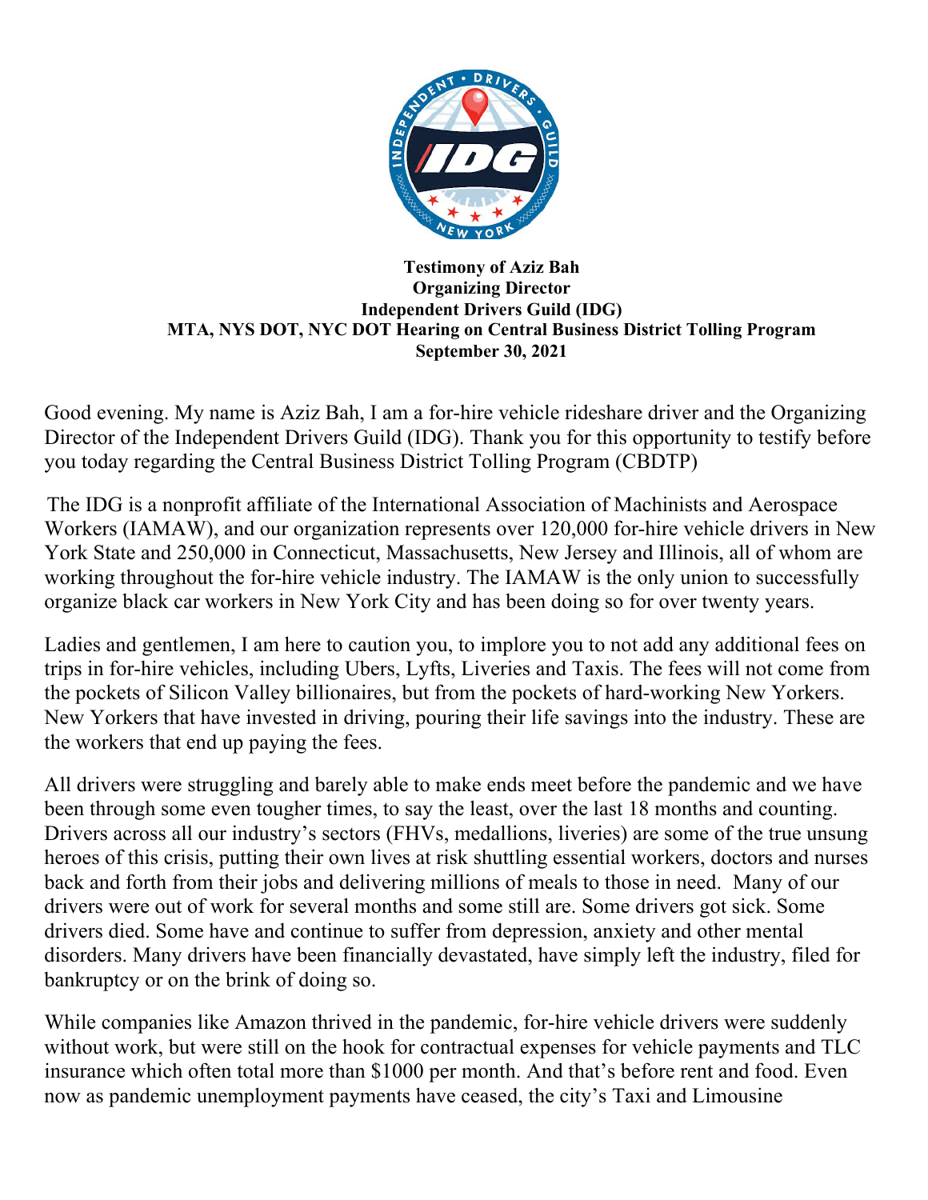**Testimony of Aziz Bah**
**Organizing Director**
**Independent Drivers Guild (IDG)**
**MTA, NYS DOT, NYC DOT Hearing on Central Business District Tolling Program**
**September 30, 2021**

Good evening. My name is Aziz Bah, I am a for-hire vehicle rideshare driver and the Organizing Director of the Independent Drivers Guild (IDG). Thank you for this opportunity to testify before you today regarding the Central Business District Tolling Program (CBDTP)

The IDG is a nonprofit affiliate of the International Association of Machinists and Aerospace Workers (IAMAW), and our organization represents over 120,000 for-hire vehicle drivers in New York State and 250,000 in Connecticut, Massachusetts, New Jersey and Illinois, all of whom are working throughout the for-hire vehicle industry. The IAMAW is the only union to successfully organize black car workers in New York City and has been doing so for over twenty years.

Ladies and gentlemen, I am here to caution you, to implore you to not add any additional fees on trips in for-hire vehicles, including Ubers, Lyfts, Liveries and Taxis. The fees will not come from the pockets of Silicon Valley billionaires, but from the pockets of hard-working New Yorkers. New Yorkers that have invested in driving, pouring their life savings into the industry. These are the workers that end up paying the fees.

All drivers were struggling and barely able to make ends meet before the pandemic and we have been through some even tougher times, to say the least, over the last 18 months and counting. Drivers across all our industry's sectors (FHVs, medallions, liveries) are some of the true unsung heroes of this crisis, putting their own lives at risk shuttling essential workers, doctors and nurses back and forth from their jobs and delivering millions of meals to those in need. Many of our drivers were out of work for several months and some still are. Some drivers got sick. Some drivers died. Some have and continue to suffer from depression, anxiety and other mental disorders. Many drivers have been financially devastated, have simply left the industry, filed for bankruptcy or on the brink of doing so.

While companies like Amazon thrived in the pandemic, for-hire vehicle drivers were suddenly without work, but were still on the hook for contractual expenses for vehicle payments and TLC insurance which often total more than $1000 per month. And that's before rent and food. Even now as pandemic unemployment payments have ceased, the city's Taxi and Limousine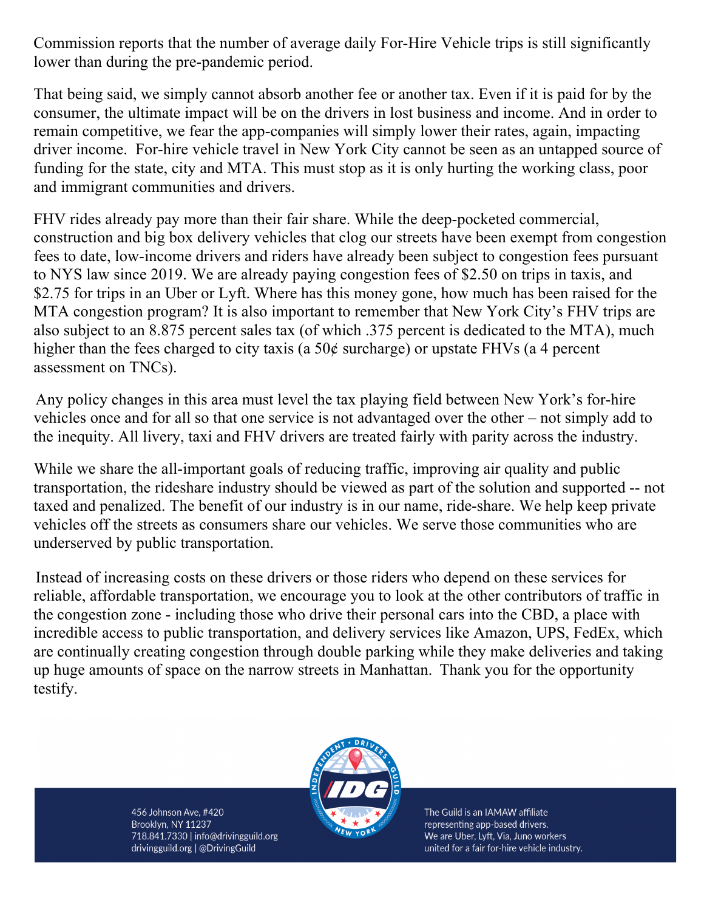Commission reports that the number of average daily For-Hire Vehicle trips is still significantly lower than during the pre-pandemic period.

That being said, we simply cannot absorb another fee or another tax. Even if it is paid for by the consumer, the ultimate impact will be on the drivers in lost business and income. And in order to remain competitive, we fear the app-companies will simply lower their rates, again, impacting driver income. For-hire vehicle travel in New York City cannot be seen as an untapped source of funding for the state, city and MTA. This must stop as it is only hurting the working class, poor and immigrant communities and drivers.

FHV rides already pay more than their fair share. While the deep-pocketed commercial, construction and big box delivery vehicles that clog our streets have been exempt from congestion fees to date, low-income drivers and riders have already been subject to congestion fees pursuant to NYS law since 2019. We are already paying congestion fees of $2.50 on trips in taxis, and $2.75 for trips in an Uber or Lyft. Where has this money gone, how much has been raised for the MTA congestion program? It is also important to remember that New York City's FHV trips are also subject to an 8.875 percent sales tax (of which .375 percent is dedicated to the MTA), much higher than the fees charged to city taxis (a 50¢ surcharge) or upstate FHVs (a 4 percent assessment on TNCs).

Any policy changes in this area must level the tax playing field between New York's for-hire vehicles once and for all so that one service is not advantaged over the other – not simply add to the inequity. All livery, taxi and FHV drivers are treated fairly with parity across the industry.

While we share the all-important goals of reducing traffic, improving air quality and public transportation, the rideshare industry should be viewed as part of the solution and supported -- not taxed and penalized. The benefit of our industry is in our name, ride-share. We help keep private vehicles off the streets as consumers share our vehicles. We serve those communities who are underserved by public transportation.

Instead of increasing costs on these drivers or those riders who depend on these services for reliable, affordable transportation, we encourage you to look at the other contributors of traffic in the congestion zone - including those who drive their personal cars into the CBD, a place with incredible access to public transportation, and delivery services like Amazon, UPS, FedEx, which are continually creating congestion through double parking while they make deliveries and taking up huge amounts of space on the narrow streets in Manhattan. Thank you for the opportunity testify.

456 Johnson Ave, #420
Brooklyn, NY 11237
718.841.7330 | info@drivingguild.org
drivingguild.org | @DrivingGuild

The Guild is an IAMAW affiliate representing app-based drivers. We are Uber, Lyft, Via, Juno workers united for a fair for-hire vehicle industry.